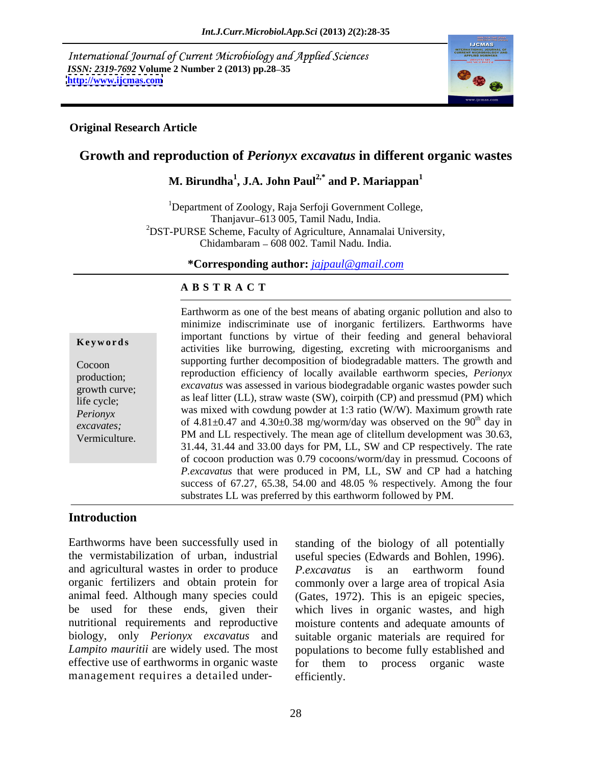International Journal of Current Microbiology and Applied Sciences
*ISSN: 2319-7692* **Volume 2 Number 2 (2013) pp.28–35**
**http://www.ijcmas.com**

**Original Research Article**

# Growth and reproduction of *Perionyx excavatus* in different organic wastes

**M. Birundha[1], J.A. John Paul[2,*] and P. Mariappan[1]**

[1]Department of Zoology, Raja Serfoji Government College, Thanjavur–613 005, Tamil Nadu, India.
[2]DST-PURSE Scheme, Faculty of Agriculture, Annamalai University, Chidambaram – 608 002. Tamil Nadu. India.

***Corresponding author:** *jajpaul@gmail.com*

## ABSTRACT

**Keywords**

Cocoon production; growth curve; life cycle; *Perionyx excavates;* Vermiculture.

Earthworm as one of the best means of abating organic pollution and also to minimize indiscriminate use of inorganic fertilizers. Earthworms have important functions by virtue of their feeding and general behavioral activities like burrowing, digesting, excreting with microorganisms and supporting further decomposition of biodegradable matters. The growth and reproduction efficiency of locally available earthworm species, *Perionyx excavatus* was assessed in various biodegradable organic wastes powder such as leaf litter (LL), straw waste (SW), coirpith (CP) and pressmud (PM) which was mixed with cowdung powder at 1:3 ratio (W/W). Maximum growth rate of 4.81±0.47 and 4.30±0.38 mg/worm/day was observed on the 90$^{th}$ day in PM and LL respectively. The mean age of clitellum development was 30.63, 31.44, 31.44 and 33.00 days for PM, LL, SW and CP respectively. The rate of cocoon production was 0.79 cocoons/worm/day in pressmud. Cocoons of *P.excavatus* that were produced in PM, LL, SW and CP had a hatching success of 67.27, 65.38, 54.00 and 48.05 % respectively. Among the four substrates LL was preferred by this earthworm followed by PM.

## Introduction

Earthworms have been successfully used in the vermistabilization of urban, industrial and agricultural wastes in order to produce organic fertilizers and obtain protein for animal feed. Although many species could be used for these ends, given their nutritional requirements and reproductive biology, only *Perionyx excavatus* and *Lampito mauritii* are widely used. The most effective use of earthworms in organic waste management requires a detailed understanding of the biology of all potentially useful species (Edwards and Bohlen, 1996). *P.excavatus* is an earthworm found commonly over a large area of tropical Asia (Gates, 1972). This is an epigeic species, which lives in organic wastes, and high moisture contents and adequate amounts of suitable organic materials are required for populations to become fully established and for them to process organic waste efficiently.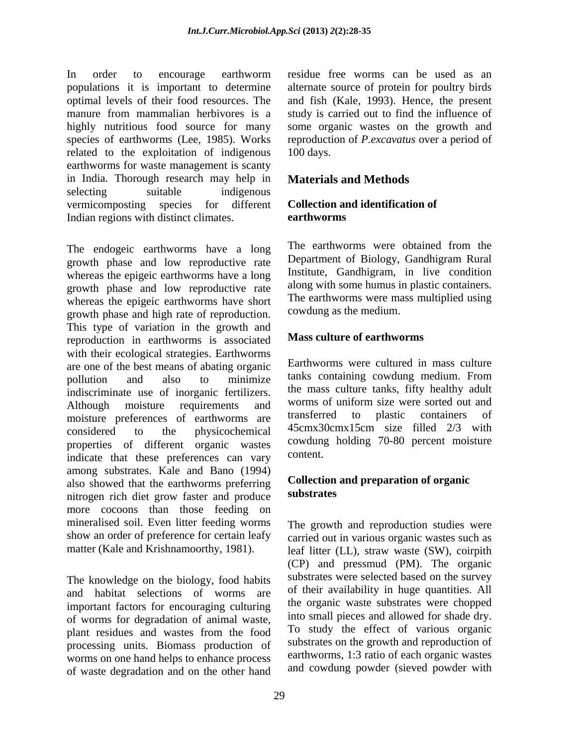In order to encourage earthworm populations it is important to determine optimal levels of their food resources. The manure from mammalian herbivores is a highly nutritious food source for many species of earthworms (Lee, 1985). Works related to the exploitation of indigenous earthworms for waste management is scanty in India. Thorough research may help in selecting suitable indigenous vermicomposting species for different Indian regions with distinct climates.

The endogeic earthworms have a long growth phase and low reproductive rate whereas the epigeic earthworms have a long growth phase and low reproductive rate whereas the epigeic earthworms have short growth phase and high rate of reproduction. This type of variation in the growth and reproduction in earthworms is associated with their ecological strategies. Earthworms are one of the best means of abating organic pollution and also to minimize indiscriminate use of inorganic fertilizers. Although moisture requirements and moisture preferences of earthworms are considered to the physicochemical properties of different organic wastes indicate that these preferences can vary among substrates. Kale and Bano (1994) also showed that the earthworms preferring nitrogen rich diet grow faster and produce more cocoons than those feeding on mineralised soil. Even litter feeding worms show an order of preference for certain leafy matter (Kale and Krishnamoorthy, 1981).

The knowledge on the biology, food habits and habitat selections of worms are important factors for encouraging culturing of worms for degradation of animal waste, plant residues and wastes from the food processing units. Biomass production of worms on one hand helps to enhance process of waste degradation and on the other hand residue free worms can be used as an alternate source of protein for poultry birds and fish (Kale, 1993). Hence, the present study is carried out to find the influence of some organic wastes on the growth and reproduction of *P.excavatus* over a period of 100 days.

## Materials and Methods

### Collection and identification of earthworms

The earthworms were obtained from the Department of Biology, Gandhigram Rural Institute, Gandhigram, in live condition along with some humus in plastic containers. The earthworms were mass multiplied using cowdung as the medium.

### Mass culture of earthworms

Earthworms were cultured in mass culture tanks containing cowdung medium. From the mass culture tanks, fifty healthy adult worms of uniform size were sorted out and transferred to plastic containers of 45cmx30cmx15cm size filled 2/3 with cowdung holding 70-80 percent moisture content.

### Collection and preparation of organic substrates

The growth and reproduction studies were carried out in various organic wastes such as leaf litter (LL), straw waste (SW), coirpith (CP) and pressmud (PM). The organic substrates were selected based on the survey of their availability in huge quantities. All the organic waste substrates were chopped into small pieces and allowed for shade dry. To study the effect of various organic substrates on the growth and reproduction of earthworms, 1:3 ratio of each organic wastes and cowdung powder (sieved powder with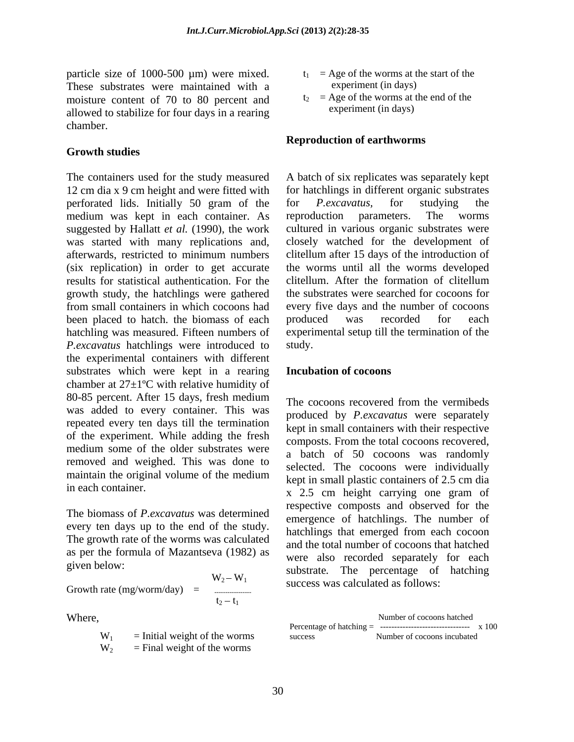particle size of 1000-500 µm) were mixed. These substrates were maintained with a moisture content of 70 to 80 percent and allowed to stabilize for four days in a rearing chamber.

### Growth studies

The containers used for the study measured 12 cm dia x 9 cm height and were fitted with perforated lids. Initially 50 gram of the medium was kept in each container. As suggested by Hallatt *et al.* (1990), the work was started with many replications and, afterwards, restricted to minimum numbers (six replication) in order to get accurate results for statistical authentication. For the growth study, the hatchlings were gathered from small containers in which cocoons had been placed to hatch. the biomass of each hatchling was measured. Fifteen numbers of *P.excavatus* hatchlings were introduced to the experimental containers with different substrates which were kept in a rearing chamber at 27±1ºC with relative humidity of 80-85 percent. After 15 days, fresh medium was added to every container. This was repeated every ten days till the termination of the experiment. While adding the fresh medium some of the older substrates were removed and weighed. This was done to maintain the original volume of the medium in each container.

The biomass of *P.excavatus* was determined every ten days up to the end of the study. The growth rate of the worms was calculated as per the formula of Mazantseva (1982) as given below:

$$\text{Growth rate (mg/worm/day)} = \frac{W_2 - W_1}{t_2 - t_1}$$

Where,

$W_1$ = Initial weight of the worms

$W_2$ = Final weight of the worms

$t_1$ = Age of the worms at the start of the experiment (in days)

$t_2$ = Age of the worms at the end of the experiment (in days)

### Reproduction of earthworms

A batch of six replicates was separately kept for hatchlings in different organic substrates for *P.excavatus,* for studying the reproduction parameters. The worms cultured in various organic substrates were closely watched for the development of clitellum after 15 days of the introduction of the worms until all the worms developed clitellum. After the formation of clitellum the substrates were searched for cocoons for every five days and the number of cocoons produced was recorded for each experimental setup till the termination of the study.

### Incubation of cocoons

The cocoons recovered from the vermibeds produced by *P.excavatus* were separately kept in small containers with their respective composts. From the total cocoons recovered, a batch of 50 cocoons was randomly selected. The cocoons were individually kept in small plastic containers of 2.5 cm dia x 2.5 cm height carrying one gram of respective composts and observed for the emergence of hatchlings. The number of hatchlings that emerged from each cocoon and the total number of cocoons that hatched were also recorded separately for each substrate. The percentage of hatching success was calculated as follows:

$$\text{Percentage of hatching success} = \frac{\text{Number of cocoons hatched}}{\text{Number of cocoons incubated}} \times 100$$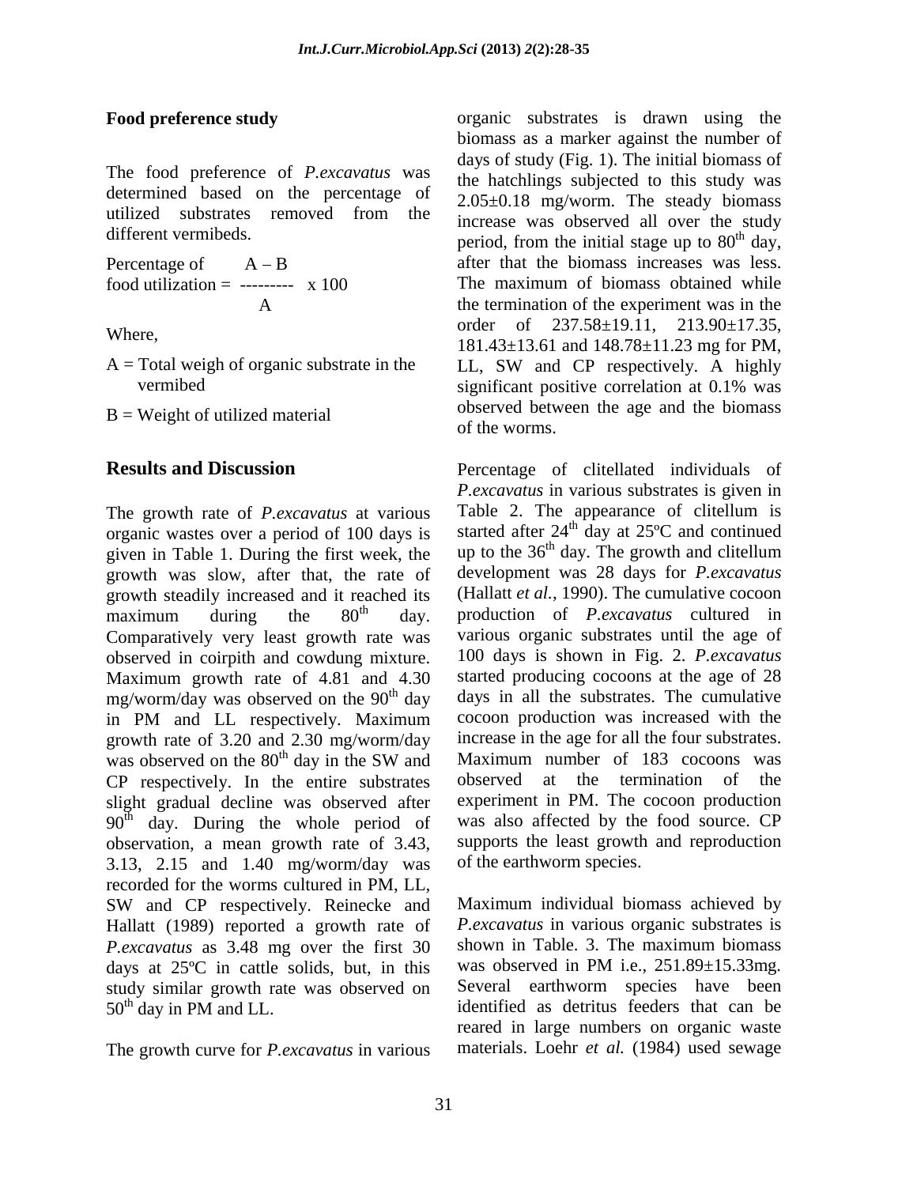**Food preference study**

The food preference of *P.excavatus* was determined based on the percentage of utilized substrates removed from the different vermibeds.

$$\text{Percentage of food utilization} = \frac{A - B}{A} \times 100$$

Where,

A = Total weigh of organic substrate in the vermibed

B = Weight of utilized material

## Results and Discussion

The growth rate of *P.excavatus* at various organic wastes over a period of 100 days is given in Table 1. During the first week, the growth was slow, after that, the rate of growth steadily increased and it reached its maximum during the $80^{th}$ day. Comparatively very least growth rate was observed in coirpith and cowdung mixture. Maximum growth rate of 4.81 and 4.30 mg/worm/day was observed on the $90^{th}$ day in PM and LL respectively. Maximum growth rate of 3.20 and 2.30 mg/worm/day was observed on the $80^{th}$ day in the SW and CP respectively. In the entire substrates slight gradual decline was observed after $90^{th}$ day. During the whole period of observation, a mean growth rate of 3.43, 3.13, 2.15 and 1.40 mg/worm/day was recorded for the worms cultured in PM, LL, SW and CP respectively. Reinecke and Hallatt (1989) reported a growth rate of *P.excavatus* as 3.48 mg over the first 30 days at 25ºC in cattle solids, but, in this study similar growth rate was observed on $50^{th}$ day in PM and LL.

The growth curve for *P.excavatus* in various organic substrates is drawn using the biomass as a marker against the number of days of study (Fig. 1). The initial biomass of the hatchlings subjected to this study was 2.05±0.18 mg/worm. The steady biomass increase was observed all over the study period, from the initial stage up to $80^{th}$ day, after that the biomass increases was less. The maximum of biomass obtained while the termination of the experiment was in the order of 237.58±19.11, 213.90±17.35, 181.43±13.61 and 148.78±11.23 mg for PM, LL, SW and CP respectively. A highly significant positive correlation at 0.1% was observed between the age and the biomass of the worms.

Percentage of clitellated individuals of *P.excavatus* in various substrates is given in Table 2. The appearance of clitellum is started after $24^{th}$ day at 25ºC and continued up to the $36^{th}$ day. The growth and clitellum development was 28 days for *P.excavatus* (Hallatt *et al.,* 1990). The cumulative cocoon production of *P.excavatus* cultured in various organic substrates until the age of 100 days is shown in Fig. 2. *P.excavatus* started producing cocoons at the age of 28 days in all the substrates. The cumulative cocoon production was increased with the increase in the age for all the four substrates. Maximum number of 183 cocoons was observed at the termination of the experiment in PM. The cocoon production was also affected by the food source. CP supports the least growth and reproduction of the earthworm species.

Maximum individual biomass achieved by *P.excavatus* in various organic substrates is shown in Table. 3. The maximum biomass was observed in PM i.e., 251.89±15.33mg. Several earthworm species have been identified as detritus feeders that can be reared in large numbers on organic waste materials. Loehr *et al.* (1984) used sewage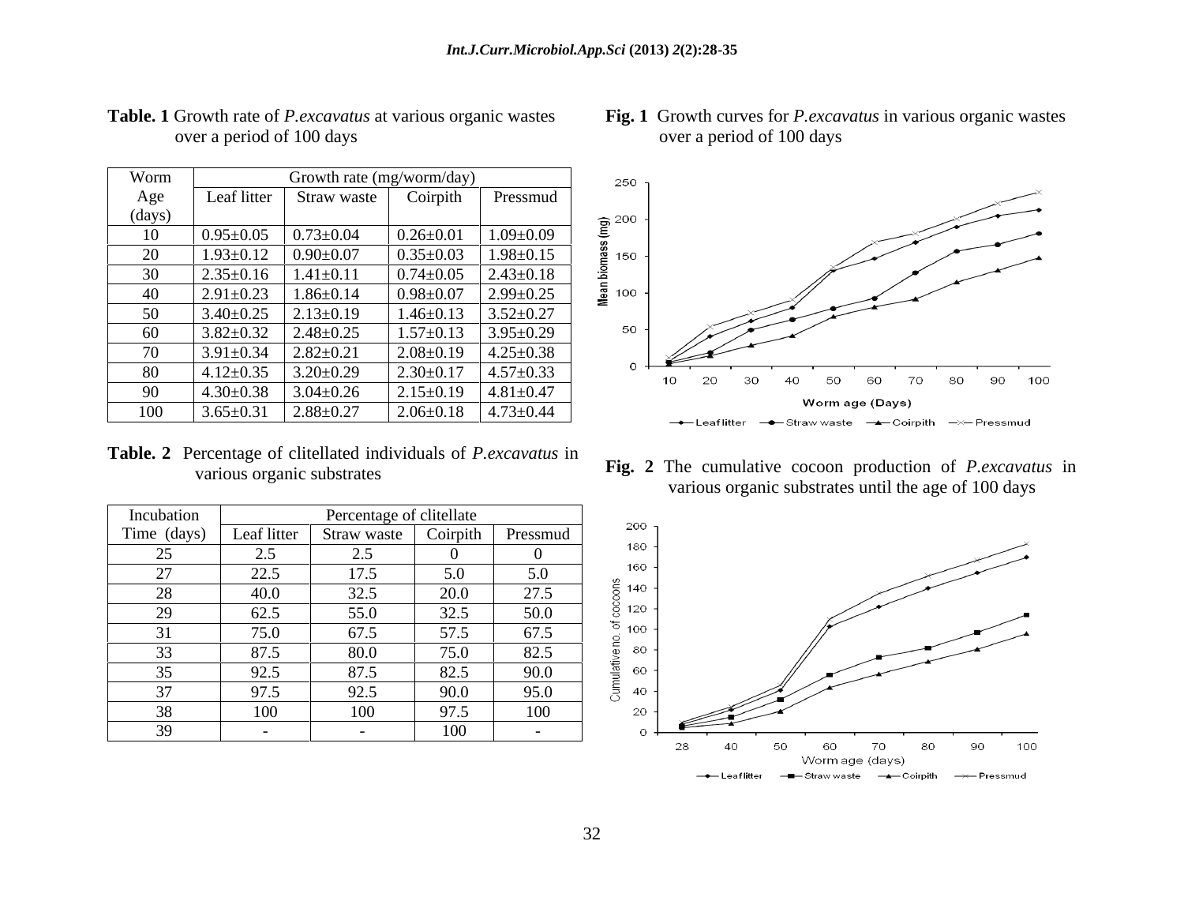**Table. 1** Growth rate of *P.excavatus* at various organic wastes over a period of 100 days

| Worm Age (days) | Growth rate (mg/worm/day) | | | |
|---|---|---|---|---|
| | Leaf litter | Straw waste | Coirpith | Pressmud |
| 10 | 0.95±0.05 | 0.73±0.04 | 0.26±0.01 | 1.09±0.09 |
| 20 | 1.93±0.12 | 0.90±0.07 | 0.35±0.03 | 1.98±0.15 |
| 30 | 2.35±0.16 | 1.41±0.11 | 0.74±0.05 | 2.43±0.18 |
| 40 | 2.91±0.23 | 1.86±0.14 | 0.98±0.07 | 2.99±0.25 |
| 50 | 3.40±0.25 | 2.13±0.19 | 1.46±0.13 | 3.52±0.27 |
| 60 | 3.82±0.32 | 2.48±0.25 | 1.57±0.13 | 3.95±0.29 |
| 70 | 3.91±0.34 | 2.82±0.21 | 2.08±0.19 | 4.25±0.38 |
| 80 | 4.12±0.35 | 3.20±0.29 | 2.30±0.17 | 4.57±0.33 |
| 90 | 4.30±0.38 | 3.04±0.26 | 2.15±0.19 | 4.81±0.47 |
| 100 | 3.65±0.31 | 2.88±0.27 | 2.06±0.18 | 4.73±0.44 |

**Fig. 1** Growth curves for *P.excavatus* in various organic wastes over a period of 100 days

**Table. 2** Percentage of clitellated individuals of *P.excavatus* in various organic substrates

| Incubation Time (days) | Percentage of clitellate | | | |
|---|---|---|---|---|
| | Leaf litter | Straw waste | Coirpith | Pressmud |
| 25 | 2.5 | 2.5 | 0 | 0 |
| 27 | 22.5 | 17.5 | 5.0 | 5.0 |
| 28 | 40.0 | 32.5 | 20.0 | 27.5 |
| 29 | 62.5 | 55.0 | 32.5 | 50.0 |
| 31 | 75.0 | 67.5 | 57.5 | 67.5 |
| 33 | 87.5 | 80.0 | 75.0 | 82.5 |
| 35 | 92.5 | 87.5 | 82.5 | 90.0 |
| 37 | 97.5 | 92.5 | 90.0 | 95.0 |
| 38 | 100 | 100 | 97.5 | 100 |
| 39 | - | - | 100 | - |

**Fig. 2** The cumulative cocoon production of *P.excavatus* in various organic substrates until the age of 100 days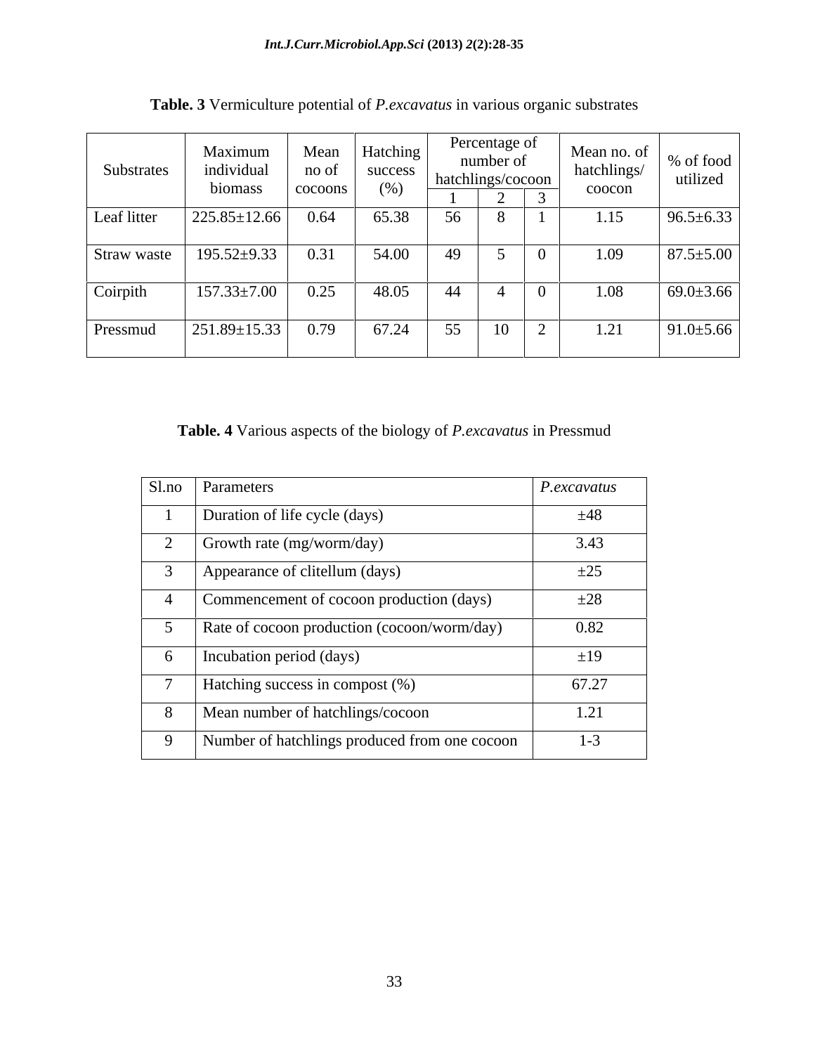**Table. 3** Vermiculture potential of *P.excavatus* in various organic substrates

| Substrates | Maximum individual biomass | Mean no of cocoons | Hatching success (%) | Percentage of number of hatchlings/cocoon | | | Mean no. of hatchlings/ coocon | % of food utilized |
|---|---|---|---|---|---|---|---|---|
| | | | | 1 | 2 | 3 | | |
| Leaf litter | 225.85±12.66 | 0.64 | 65.38 | 56 | 8 | 1 | 1.15 | 96.5±6.33 |
| Straw waste | 195.52±9.33 | 0.31 | 54.00 | 49 | 5 | 0 | 1.09 | 87.5±5.00 |
| Coirpith | 157.33±7.00 | 0.25 | 48.05 | 44 | 4 | 0 | 1.08 | 69.0±3.66 |
| Pressmud | 251.89±15.33 | 0.79 | 67.24 | 55 | 10 | 2 | 1.21 | 91.0±5.66 |

**Table. 4** Various aspects of the biology of *P.excavatus* in Pressmud

| Sl.no | Parameters | *P.excavatus* |
|---|---|---|
| 1 | Duration of life cycle (days) | ±48 |
| 2 | Growth rate (mg/worm/day) | 3.43 |
| 3 | Appearance of clitellum (days) | ±25 |
| 4 | Commencement of cocoon production (days) | ±28 |
| 5 | Rate of cocoon production (cocoon/worm/day) | 0.82 |
| 6 | Incubation period (days) | ±19 |
| 7 | Hatching success in compost (%) | 67.27 |
| 8 | Mean number of hatchlings/cocoon | 1.21 |
| 9 | Number of hatchlings produced from one cocoon | 1-3 |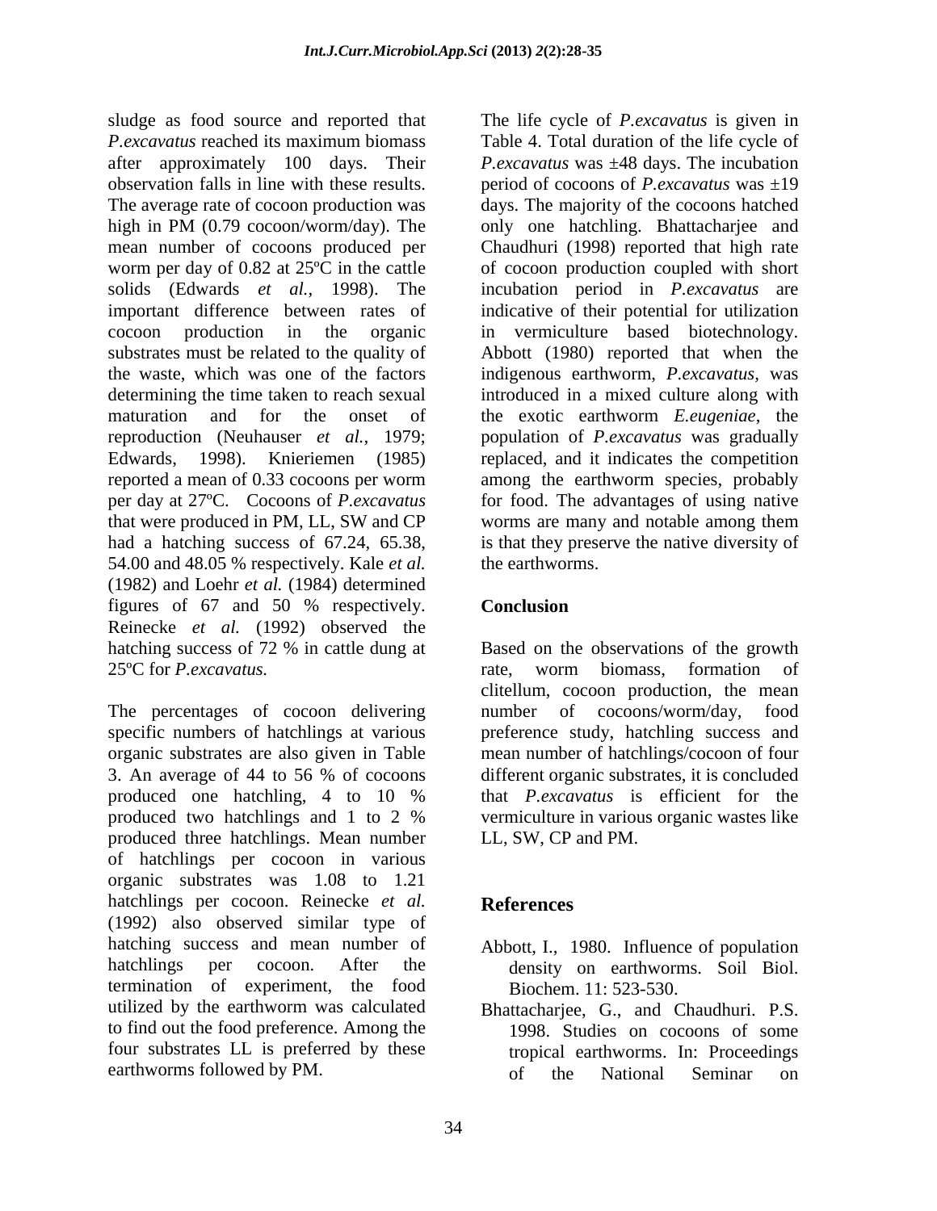sludge as food source and reported that *P.excavatus* reached its maximum biomass after approximately 100 days. Their observation falls in line with these results. The average rate of cocoon production was high in PM (0.79 cocoon/worm/day). The mean number of cocoons produced per worm per day of 0.82 at 25ºC in the cattle solids (Edwards *et al.*, 1998). The important difference between rates of cocoon production in the organic substrates must be related to the quality of the waste, which was one of the factors determining the time taken to reach sexual maturation and for the onset of reproduction (Neuhauser *et al.,* 1979; Edwards, 1998). Knieriemen (1985) reported a mean of 0.33 cocoons per worm per day at 27ºC. Cocoons of *P.excavatus* that were produced in PM, LL, SW and CP had a hatching success of 67.24, 65.38, 54.00 and 48.05 % respectively. Kale *et al.* (1982) and Loehr *et al.* (1984) determined figures of 67 and 50 % respectively. Reinecke *et al.* (1992) observed the hatching success of 72 % in cattle dung at 25ºC for *P.excavatus.*

The percentages of cocoon delivering specific numbers of hatchlings at various organic substrates are also given in Table 3. An average of 44 to 56 % of cocoons produced one hatchling, 4 to 10 % produced two hatchlings and 1 to 2 % produced three hatchlings. Mean number of hatchlings per cocoon in various organic substrates was 1.08 to 1.21 hatchlings per cocoon. Reinecke *et al.* (1992) also observed similar type of hatching success and mean number of hatchlings per cocoon. After the termination of experiment, the food utilized by the earthworm was calculated to find out the food preference. Among the four substrates LL is preferred by these earthworms followed by PM.

The life cycle of *P.excavatus* is given in Table 4. Total duration of the life cycle of *P.excavatus* was ±48 days. The incubation period of cocoons of *P.excavatus* was ±19 days. The majority of the cocoons hatched only one hatchling. Bhattacharjee and Chaudhuri (1998) reported that high rate of cocoon production coupled with short incubation period in *P.excavatus* are indicative of their potential for utilization in vermiculture based biotechnology. Abbott (1980) reported that when the indigenous earthworm, *P.excavatus,* was introduced in a mixed culture along with the exotic earthworm *E.eugeniae*, the population of *P.excavatus* was gradually replaced, and it indicates the competition among the earthworm species, probably for food. The advantages of using native worms are many and notable among them is that they preserve the native diversity of the earthworms.

## Conclusion

Based on the observations of the growth rate, worm biomass, formation of clitellum, cocoon production, the mean number of cocoons/worm/day, food preference study, hatchling success and mean number of hatchlings/cocoon of four different organic substrates, it is concluded that *P.excavatus* is efficient for the vermiculture in various organic wastes like LL, SW, CP and PM.

## References

Abbott, I., 1980. Influence of population density on earthworms. Soil Biol. Biochem. 11: 523-530.

Bhattacharjee, G., and Chaudhuri. P.S. 1998. Studies on cocoons of some tropical earthworms. In: Proceedings of the National Seminar on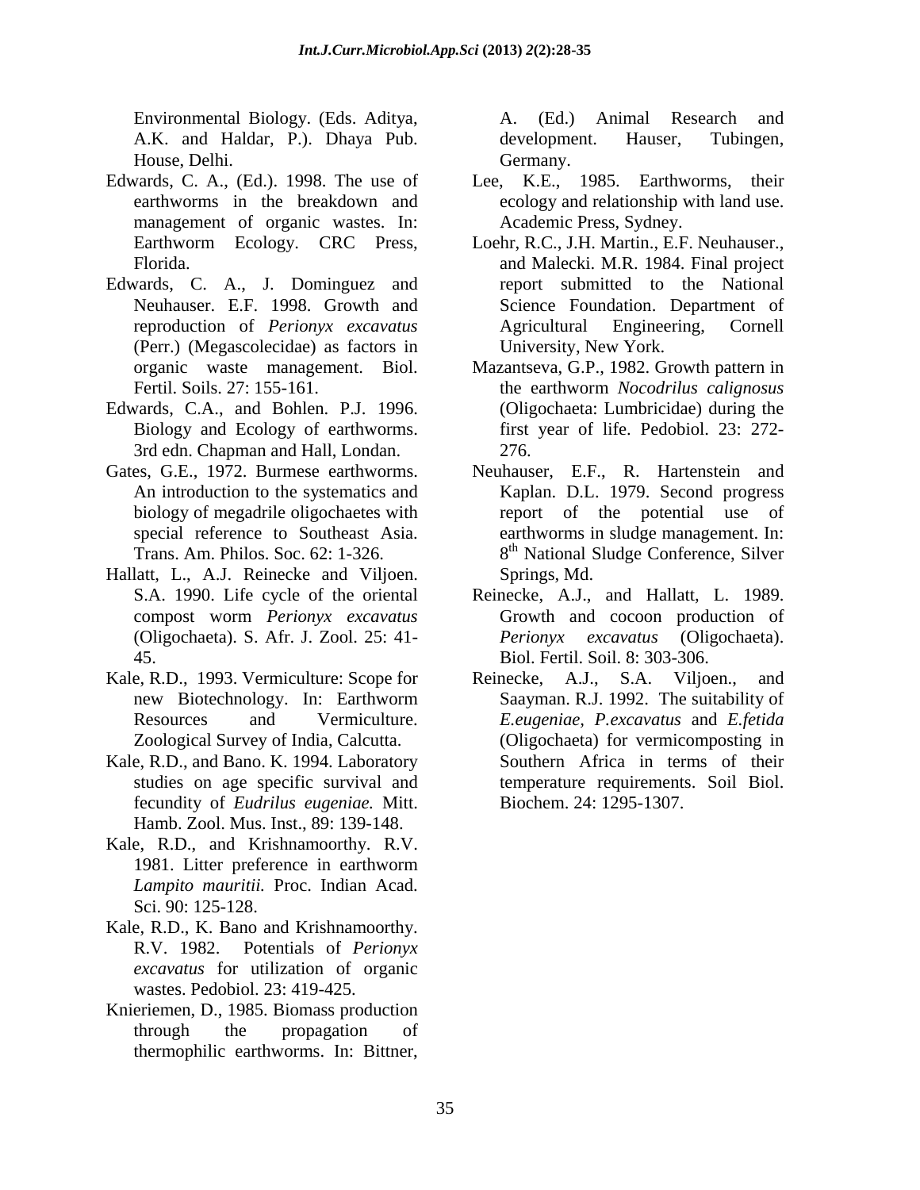Environmental Biology. (Eds. Aditya, A.K. and Haldar, P.). Dhaya Pub. House, Delhi.

Edwards, C. A., (Ed.). 1998. The use of earthworms in the breakdown and management of organic wastes. In: Earthworm Ecology. CRC Press, Florida.

Edwards, C. A., J. Dominguez and Neuhauser. E.F. 1998. Growth and reproduction of *Perionyx excavatus* (Perr.) (Megascolecidae) as factors in organic waste management. Biol. Fertil. Soils. 27: 155-161.

Edwards, C.A., and Bohlen. P.J. 1996. Biology and Ecology of earthworms. 3rd edn. Chapman and Hall, Londan.

Gates, G.E., 1972. Burmese earthworms. An introduction to the systematics and biology of megadrile oligochaetes with special reference to Southeast Asia. Trans. Am. Philos. Soc. 62: 1-326.

Hallatt, L., A.J. Reinecke and Viljoen. S.A. 1990. Life cycle of the oriental compost worm *Perionyx excavatus* (Oligochaeta). S. Afr. J. Zool. 25: 41-45.

Kale, R.D., 1993. Vermiculture: Scope for new Biotechnology. In: Earthworm Resources and Vermiculture. Zoological Survey of India, Calcutta.

Kale, R.D., and Bano. K. 1994. Laboratory studies on age specific survival and fecundity of *Eudrilus eugeniae.* Mitt. Hamb. Zool. Mus. Inst., 89: 139-148.

Kale, R.D., and Krishnamoorthy. R.V. 1981. Litter preference in earthworm *Lampito mauritii.* Proc. Indian Acad. Sci. 90: 125-128.

Kale, R.D., K. Bano and Krishnamoorthy. R.V. 1982. Potentials of *Perionyx excavatus* for utilization of organic wastes. Pedobiol. 23: 419-425.

Knieriemen, D., 1985. Biomass production through the propagation of thermophilic earthworms. In: Bittner, A. (Ed.) Animal Research and development. Hauser, Tubingen, Germany.

Lee, K.E., 1985. Earthworms, their ecology and relationship with land use. Academic Press, Sydney.

Loehr, R.C., J.H. Martin., E.F. Neuhauser., and Malecki. M.R. 1984. Final project report submitted to the National Science Foundation. Department of Agricultural Engineering, Cornell University, New York.

Mazantseva, G.P., 1982. Growth pattern in the earthworm *Nocodrilus calignosus* (Oligochaeta: Lumbricidae) during the first year of life. Pedobiol. 23: 272-276.

Neuhauser, E.F., R. Hartenstein and Kaplan. D.L. 1979. Second progress report of the potential use of earthworms in sludge management. In: 8th National Sludge Conference, Silver Springs, Md.

Reinecke, A.J., and Hallatt, L. 1989. Growth and cocoon production of *Perionyx excavatus* (Oligochaeta). Biol. Fertil. Soil. 8: 303-306.

Reinecke, A.J., S.A. Viljoen., and Saayman. R.J. 1992. The suitability of *E.eugeniae, P.excavatus* and *E.fetida* (Oligochaeta) for vermicomposting in Southern Africa in terms of their temperature requirements. Soil Biol. Biochem. 24: 1295-1307.